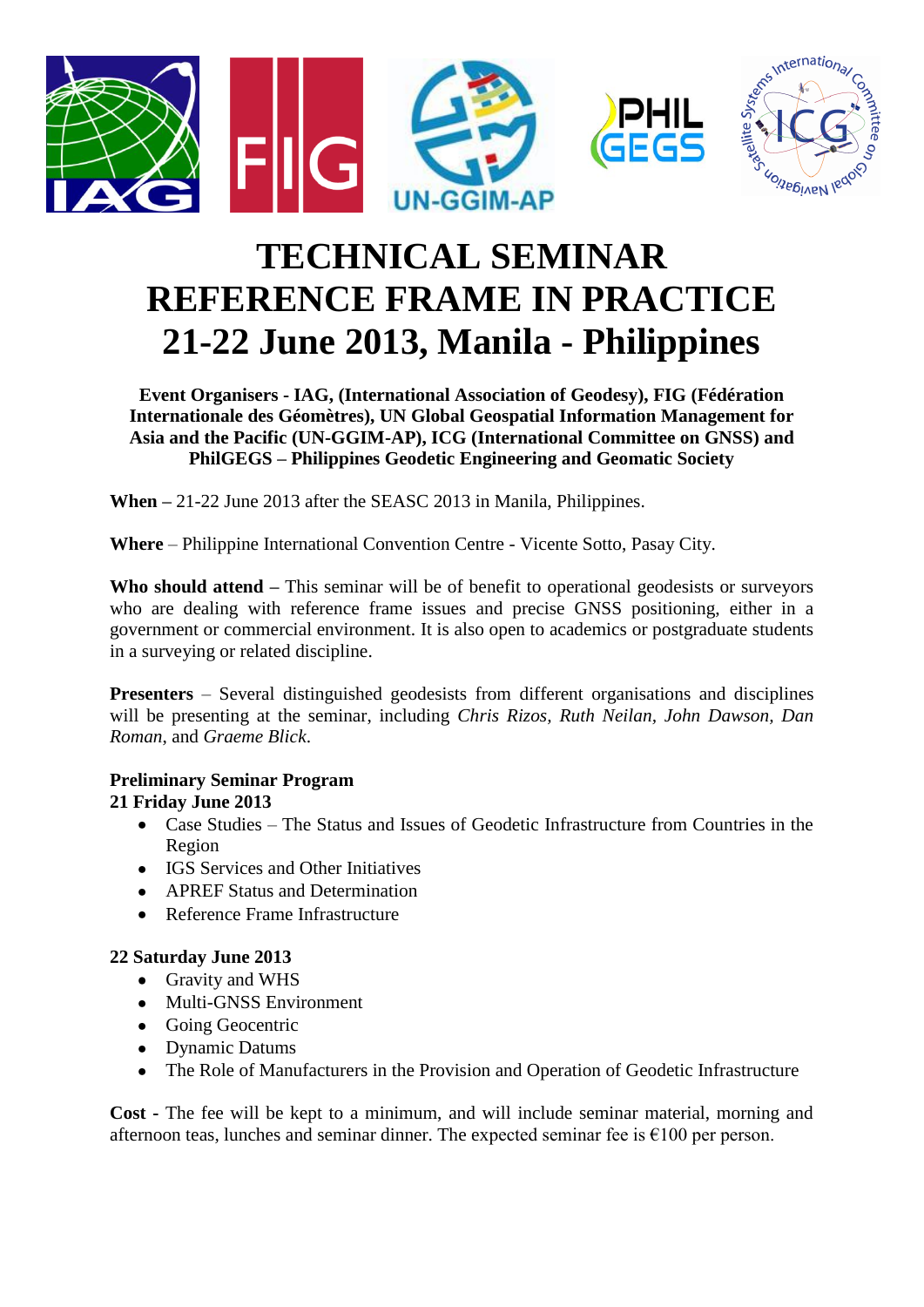# TECHNICAL SEMINAR
# REFERENCE FRAME IN PRACTICE
# 21-22 June 2013, Manila - Philippines

**Event Organisers - IAG, (International Association of Geodesy), FIG (Fédération Internationale des Géomètres), UN Global Geospatial Information Management for Asia and the Pacific (UN-GGIM-AP), ICG (International Committee on GNSS) and PhilGEGS – Philippines Geodetic Engineering and Geomatic Society**

**When –** 21-22 June 2013 after the SEASC 2013 in Manila, Philippines.

**Where** – Philippine International Convention Centre - Vicente Sotto, Pasay City.

**Who should attend –** This seminar will be of benefit to operational geodesists or surveyors who are dealing with reference frame issues and precise GNSS positioning, either in a government or commercial environment. It is also open to academics or postgraduate students in a surveying or related discipline.

**Presenters** – Several distinguished geodesists from different organisations and disciplines will be presenting at the seminar, including *Chris Rizos, Ruth Neilan, John Dawson, Dan Roman*, and *Graeme Blick*.

**Preliminary Seminar Program**
**21 Friday June 2013**

- Case Studies – The Status and Issues of Geodetic Infrastructure from Countries in the Region
- IGS Services and Other Initiatives
- APREF Status and Determination
- Reference Frame Infrastructure

**22 Saturday June 2013**

- Gravity and WHS
- Multi-GNSS Environment
- Going Geocentric
- Dynamic Datums
- The Role of Manufacturers in the Provision and Operation of Geodetic Infrastructure

**Cost -** The fee will be kept to a minimum, and will include seminar material, morning and afternoon teas, lunches and seminar dinner. The expected seminar fee is €100 per person.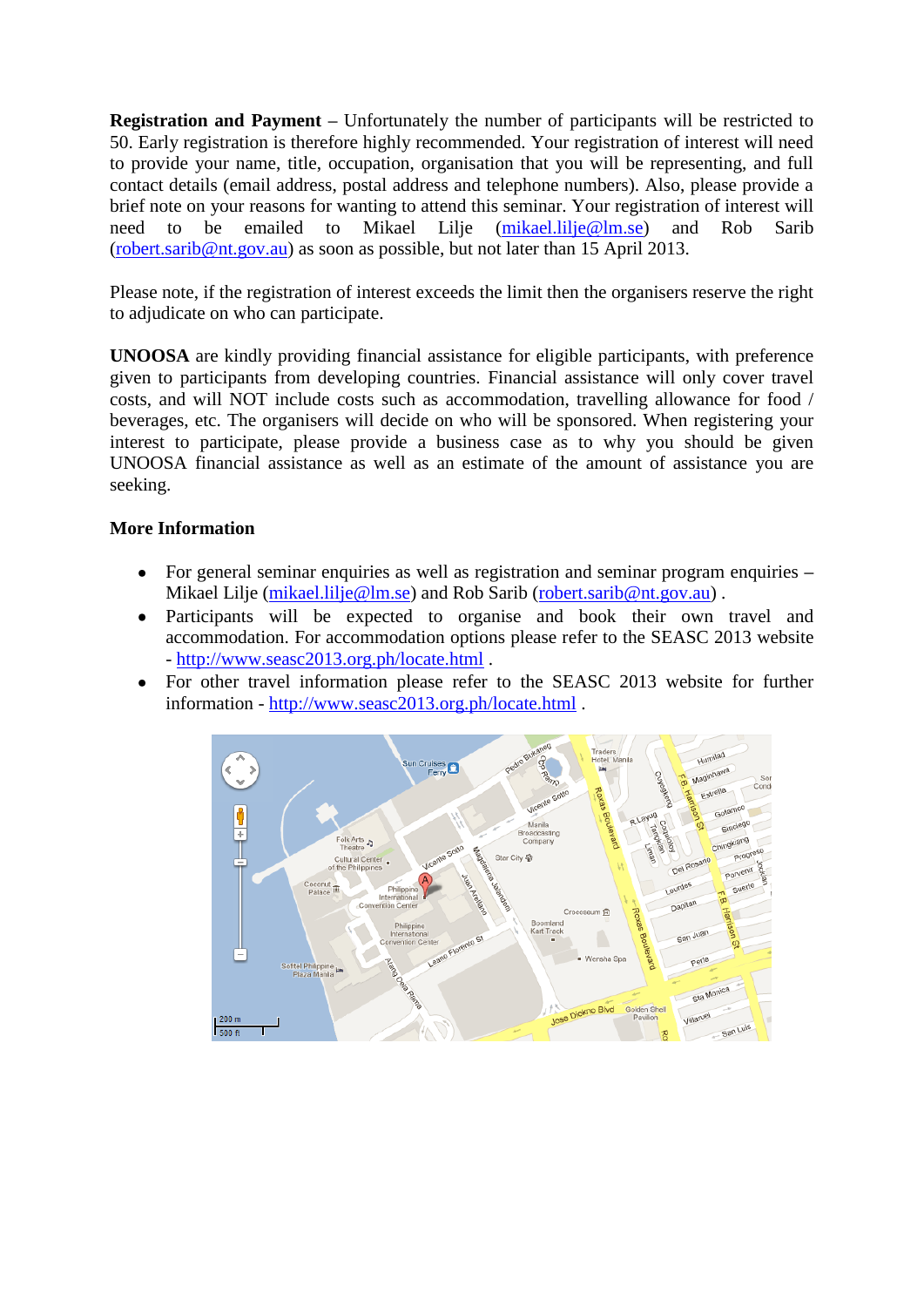**Registration and Payment** – Unfortunately the number of participants will be restricted to 50. Early registration is therefore highly recommended. Your registration of interest will need to provide your name, title, occupation, organisation that you will be representing, and full contact details (email address, postal address and telephone numbers). Also, please provide a brief note on your reasons for wanting to attend this seminar. Your registration of interest will need to be emailed to Mikael Lilje (mikael.lilje@lm.se) and Rob Sarib (robert.sarib@nt.gov.au) as soon as possible, but not later than 15 April 2013.

Please note, if the registration of interest exceeds the limit then the organisers reserve the right to adjudicate on who can participate.

**UNOOSA** are kindly providing financial assistance for eligible participants, with preference given to participants from developing countries. Financial assistance will only cover travel costs, and will NOT include costs such as accommodation, travelling allowance for food / beverages, etc. The organisers will decide on who will be sponsored. When registering your interest to participate, please provide a business case as to why you should be given UNOOSA financial assistance as well as an estimate of the amount of assistance you are seeking.

**More Information**

- For general seminar enquiries as well as registration and seminar program enquiries – Mikael Lilje (mikael.lilje@lm.se) and Rob Sarib (robert.sarib@nt.gov.au) .
- Participants will be expected to organise and book their own travel and accommodation. For accommodation options please refer to the SEASC 2013 website - http://www.seasc2013.org.ph/locate.html .
- For other travel information please refer to the SEASC 2013 website for further information - http://www.seasc2013.org.ph/locate.html .